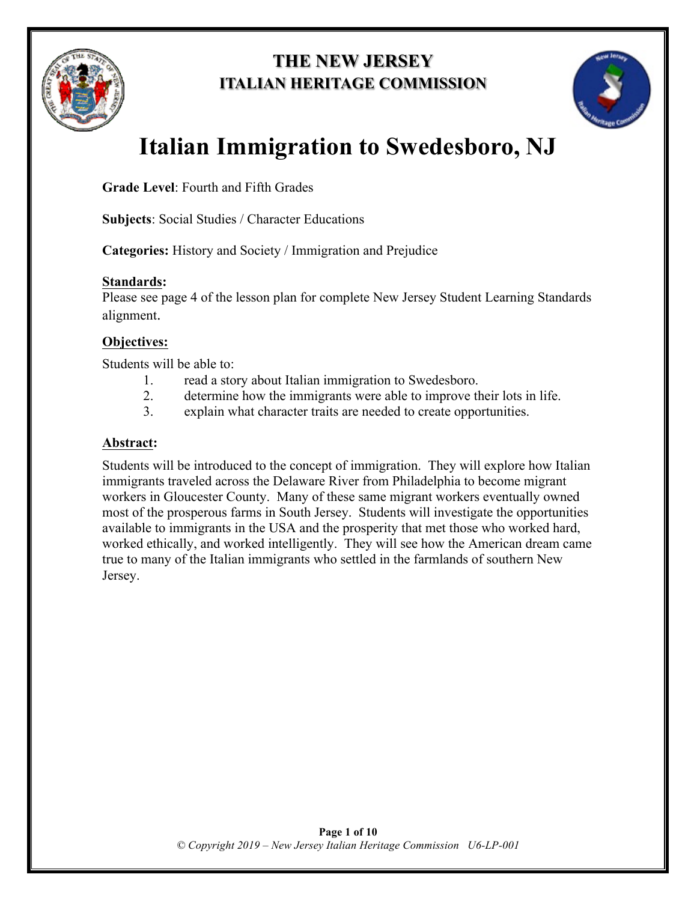# THE NEW JERSEY ITALIAN HERITAGE COMMISSION

# Italian Immigration to Swedesboro, NJ

**Grade Level**: Fourth and Fifth Grades

**Subjects**: Social Studies / Character Educations

**Categories:** History and Society / Immigration and Prejudice

**Standards:**
Please see page 4 of the lesson plan for complete New Jersey Student Learning Standards alignment.

**Objectives:**

Students will be able to:

1. read a story about Italian immigration to Swedesboro.
2. determine how the immigrants were able to improve their lots in life.
3. explain what character traits are needed to create opportunities.

**Abstract:**

Students will be introduced to the concept of immigration. They will explore how Italian immigrants traveled across the Delaware River from Philadelphia to become migrant workers in Gloucester County. Many of these same migrant workers eventually owned most of the prosperous farms in South Jersey. Students will investigate the opportunities available to immigrants in the USA and the prosperity that met those who worked hard, worked ethically, and worked intelligently. They will see how the American dream came true to many of the Italian immigrants who settled in the farmlands of southern New Jersey.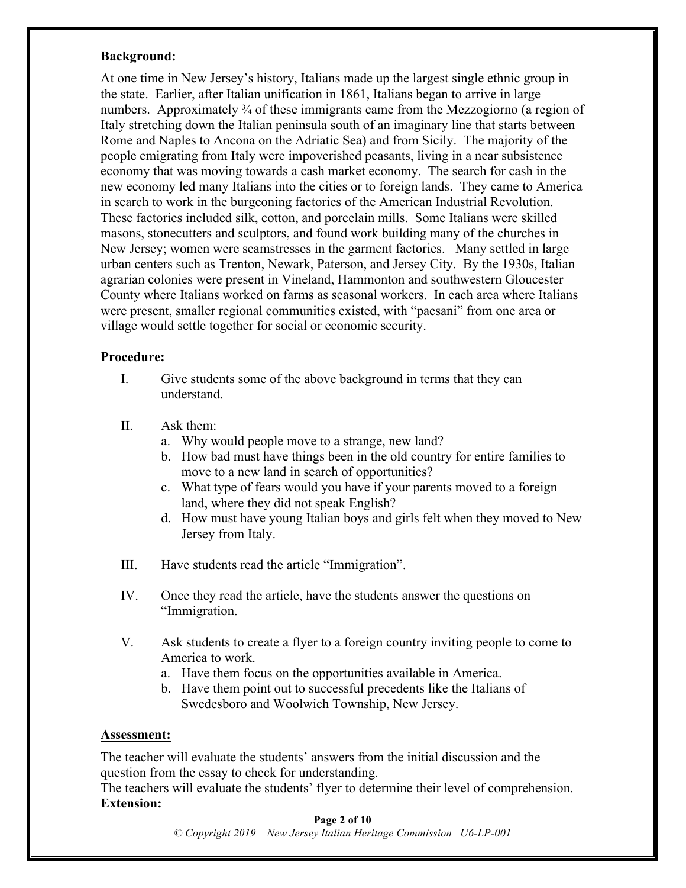**Background:**

At one time in New Jersey's history, Italians made up the largest single ethnic group in the state. Earlier, after Italian unification in 1861, Italians began to arrive in large numbers. Approximately ¾ of these immigrants came from the Mezzogiorno (a region of Italy stretching down the Italian peninsula south of an imaginary line that starts between Rome and Naples to Ancona on the Adriatic Sea) and from Sicily. The majority of the people emigrating from Italy were impoverished peasants, living in a near subsistence economy that was moving towards a cash market economy. The search for cash in the new economy led many Italians into the cities or to foreign lands. They came to America in search to work in the burgeoning factories of the American Industrial Revolution. These factories included silk, cotton, and porcelain mills. Some Italians were skilled masons, stonecutters and sculptors, and found work building many of the churches in New Jersey; women were seamstresses in the garment factories. Many settled in large urban centers such as Trenton, Newark, Paterson, and Jersey City. By the 1930s, Italian agrarian colonies were present in Vineland, Hammonton and southwestern Gloucester County where Italians worked on farms as seasonal workers. In each area where Italians were present, smaller regional communities existed, with "paesani" from one area or village would settle together for social or economic security.

**Procedure:**

I. Give students some of the above background in terms that they can understand.

II. Ask them:
   a. Why would people move to a strange, new land?
   b. How bad must have things been in the old country for entire families to move to a new land in search of opportunities?
   c. What type of fears would you have if your parents moved to a foreign land, where they did not speak English?
   d. How must have young Italian boys and girls felt when they moved to New Jersey from Italy.

III. Have students read the article "Immigration".

IV. Once they read the article, have the students answer the questions on "Immigration.

V. Ask students to create a flyer to a foreign country inviting people to come to America to work.
   a. Have them focus on the opportunities available in America.
   b. Have them point out to successful precedents like the Italians of Swedesboro and Woolwich Township, New Jersey.

**Assessment:**

The teacher will evaluate the students' answers from the initial discussion and the question from the essay to check for understanding.
The teachers will evaluate the students' flyer to determine their level of comprehension.

**Extension:**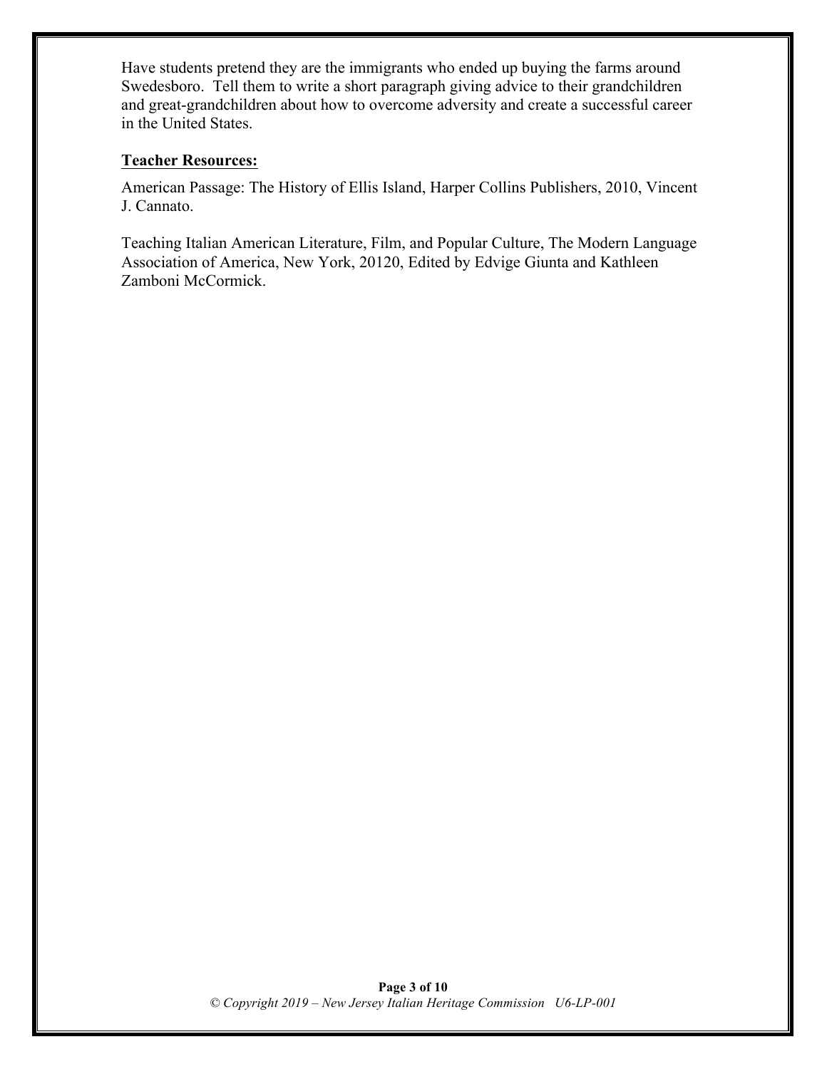Have students pretend they are the immigrants who ended up buying the farms around Swedesboro. Tell them to write a short paragraph giving advice to their grandchildren and great-grandchildren about how to overcome adversity and create a successful career in the United States.

**Teacher Resources:**

American Passage: The History of Ellis Island, Harper Collins Publishers, 2010, Vincent J. Cannato.

Teaching Italian American Literature, Film, and Popular Culture, The Modern Language Association of America, New York, 20120, Edited by Edvige Giunta and Kathleen Zamboni McCormick.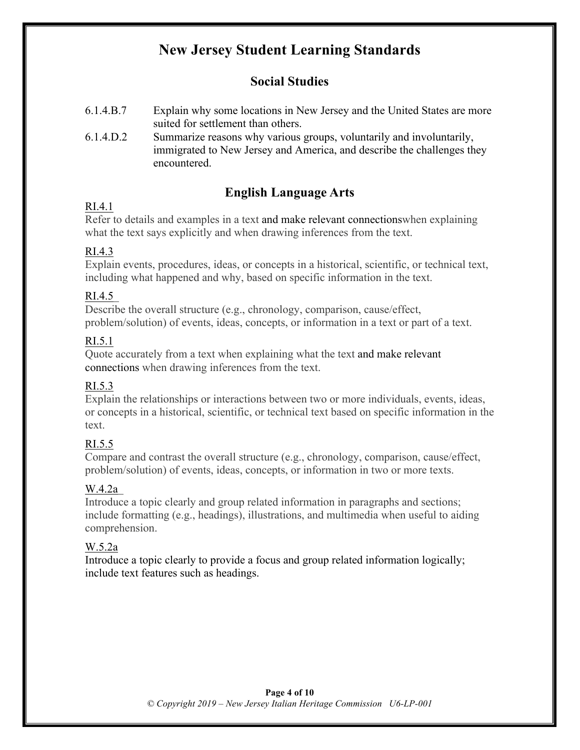# New Jersey Student Learning Standards

## Social Studies

6.1.4.B.7 Explain why some locations in New Jersey and the United States are more suited for settlement than others.

6.1.4.D.2 Summarize reasons why various groups, voluntarily and involuntarily, immigrated to New Jersey and America, and describe the challenges they encountered.

## English Language Arts

RI.4.1
Refer to details and examples in a text and make relevant connectionswhen explaining what the text says explicitly and when drawing inferences from the text.

RI.4.3
Explain events, procedures, ideas, or concepts in a historical, scientific, or technical text, including what happened and why, based on specific information in the text.

RI.4.5
Describe the overall structure (e.g., chronology, comparison, cause/effect, problem/solution) of events, ideas, concepts, or information in a text or part of a text.

RI.5.1
Quote accurately from a text when explaining what the text and make relevant connections when drawing inferences from the text.

RI.5.3
Explain the relationships or interactions between two or more individuals, events, ideas, or concepts in a historical, scientific, or technical text based on specific information in the text.

RI.5.5
Compare and contrast the overall structure (e.g., chronology, comparison, cause/effect, problem/solution) of events, ideas, concepts, or information in two or more texts.

W.4.2a
Introduce a topic clearly and group related information in paragraphs and sections; include formatting (e.g., headings), illustrations, and multimedia when useful to aiding comprehension.

W.5.2a
Introduce a topic clearly to provide a focus and group related information logically; include text features such as headings.

*© Copyright 2019 – New Jersey Italian Heritage Commission U6-LP-001*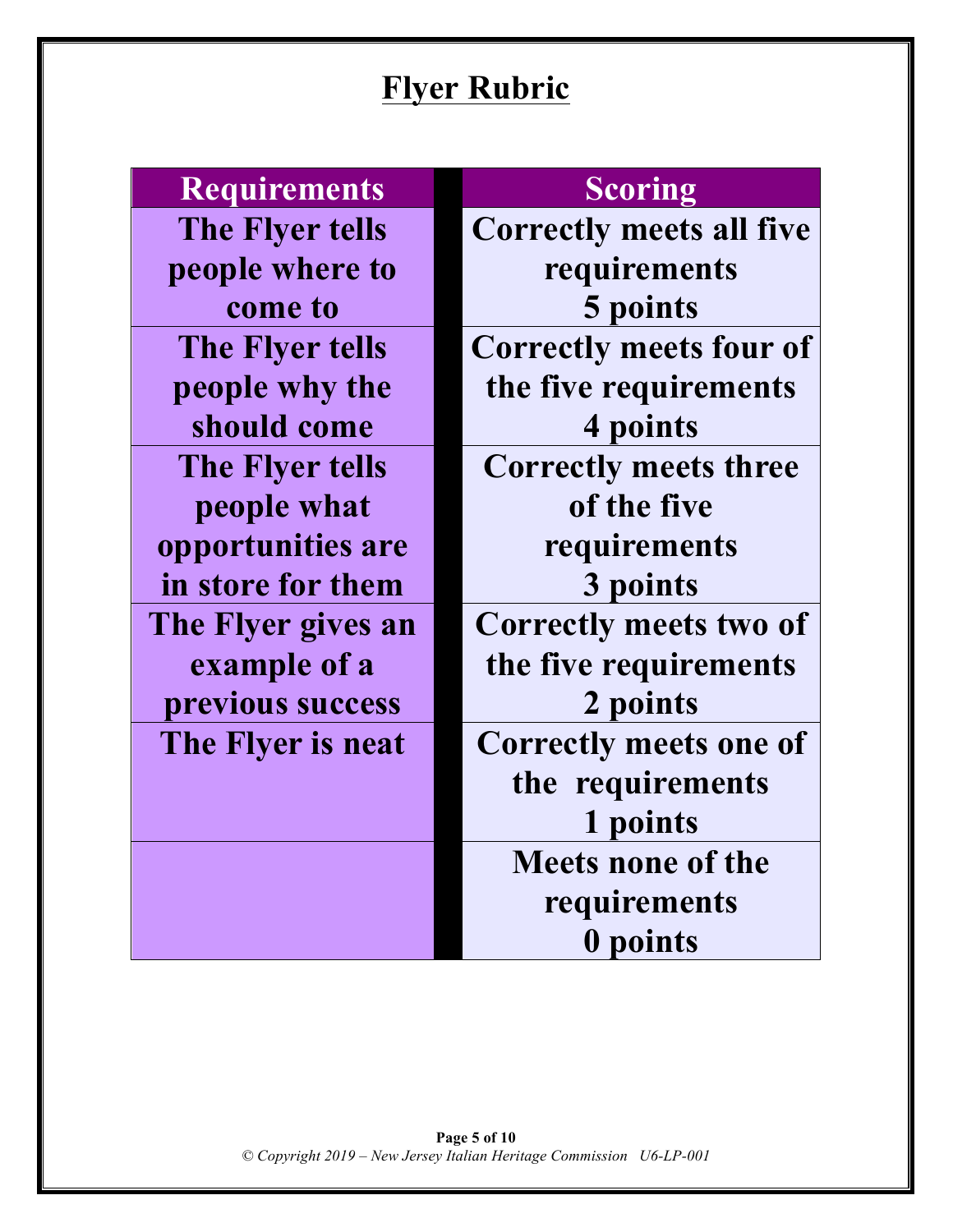# Flyer Rubric

| Requirements | Scoring |
|---|---|
| The Flyer tells people where to come to | Correctly meets all five requirements 5 points |
| The Flyer tells people why the should come | Correctly meets four of the five requirements 4 points |
| The Flyer tells people what opportunities are in store for them | Correctly meets three of the five requirements 3 points |
| The Flyer gives an example of a previous success | Correctly meets two of the five requirements 2 points |
| The Flyer is neat | Correctly meets one of the requirements 1 points |
| | Meets none of the requirements 0 points |

*© Copyright 2019 – New Jersey Italian Heritage Commission U6-LP-001*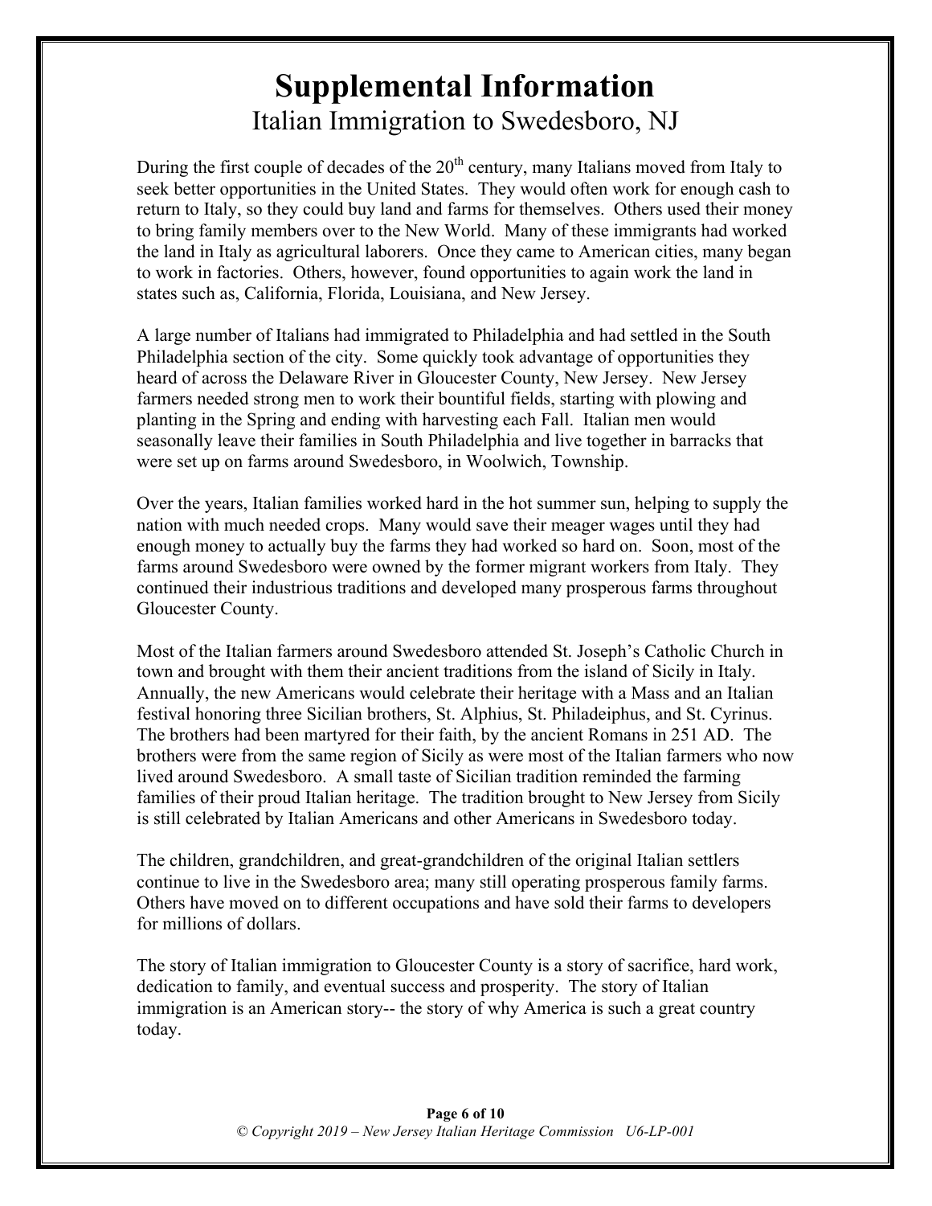# Supplemental Information

## Italian Immigration to Swedesboro, NJ

During the first couple of decades of the 20th century, many Italians moved from Italy to seek better opportunities in the United States. They would often work for enough cash to return to Italy, so they could buy land and farms for themselves. Others used their money to bring family members over to the New World. Many of these immigrants had worked the land in Italy as agricultural laborers. Once they came to American cities, many began to work in factories. Others, however, found opportunities to again work the land in states such as, California, Florida, Louisiana, and New Jersey.

A large number of Italians had immigrated to Philadelphia and had settled in the South Philadelphia section of the city. Some quickly took advantage of opportunities they heard of across the Delaware River in Gloucester County, New Jersey. New Jersey farmers needed strong men to work their bountiful fields, starting with plowing and planting in the Spring and ending with harvesting each Fall. Italian men would seasonally leave their families in South Philadelphia and live together in barracks that were set up on farms around Swedesboro, in Woolwich, Township.

Over the years, Italian families worked hard in the hot summer sun, helping to supply the nation with much needed crops. Many would save their meager wages until they had enough money to actually buy the farms they had worked so hard on. Soon, most of the farms around Swedesboro were owned by the former migrant workers from Italy. They continued their industrious traditions and developed many prosperous farms throughout Gloucester County.

Most of the Italian farmers around Swedesboro attended St. Joseph's Catholic Church in town and brought with them their ancient traditions from the island of Sicily in Italy. Annually, the new Americans would celebrate their heritage with a Mass and an Italian festival honoring three Sicilian brothers, St. Alphius, St. Philadeiphus, and St. Cyrinus. The brothers had been martyred for their faith, by the ancient Romans in 251 AD. The brothers were from the same region of Sicily as were most of the Italian farmers who now lived around Swedesboro. A small taste of Sicilian tradition reminded the farming families of their proud Italian heritage. The tradition brought to New Jersey from Sicily is still celebrated by Italian Americans and other Americans in Swedesboro today.

The children, grandchildren, and great-grandchildren of the original Italian settlers continue to live in the Swedesboro area; many still operating prosperous family farms. Others have moved on to different occupations and have sold their farms to developers for millions of dollars.

The story of Italian immigration to Gloucester County is a story of sacrifice, hard work, dedication to family, and eventual success and prosperity. The story of Italian immigration is an American story-- the story of why America is such a great country today.

*© Copyright 2019 – New Jersey Italian Heritage Commission U6-LP-001*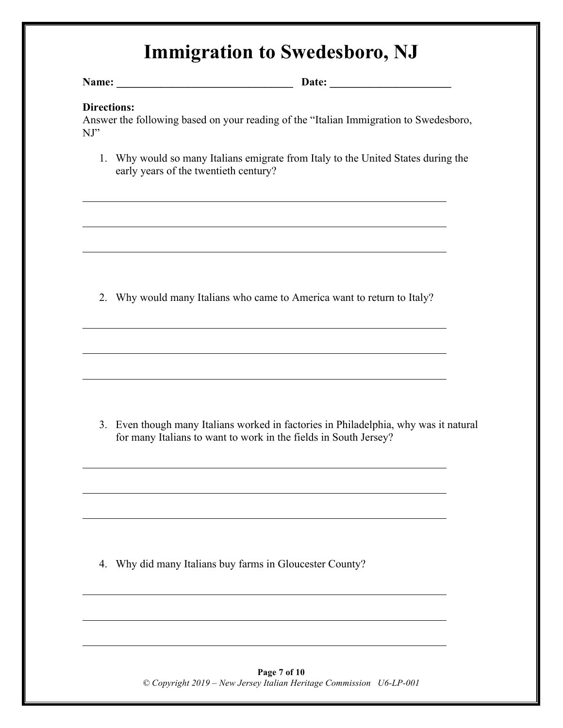# Immigration to Swedesboro, NJ

**Name:** ________________________________ **Date:** ______________________

**Directions:**
Answer the following based on your reading of the "Italian Immigration to Swedesboro, NJ"

1. Why would so many Italians emigrate from Italy to the United States during the early years of the twentieth century?

______________________________________________________________________

______________________________________________________________________

______________________________________________________________________

2. Why would many Italians who came to America want to return to Italy?

______________________________________________________________________

______________________________________________________________________

______________________________________________________________________

3. Even though many Italians worked in factories in Philadelphia, why was it natural for many Italians to want to work in the fields in South Jersey?

______________________________________________________________________

______________________________________________________________________

______________________________________________________________________

4. Why did many Italians buy farms in Gloucester County?

______________________________________________________________________

______________________________________________________________________

______________________________________________________________________

*© Copyright 2019 – New Jersey Italian Heritage Commission U6-LP-001*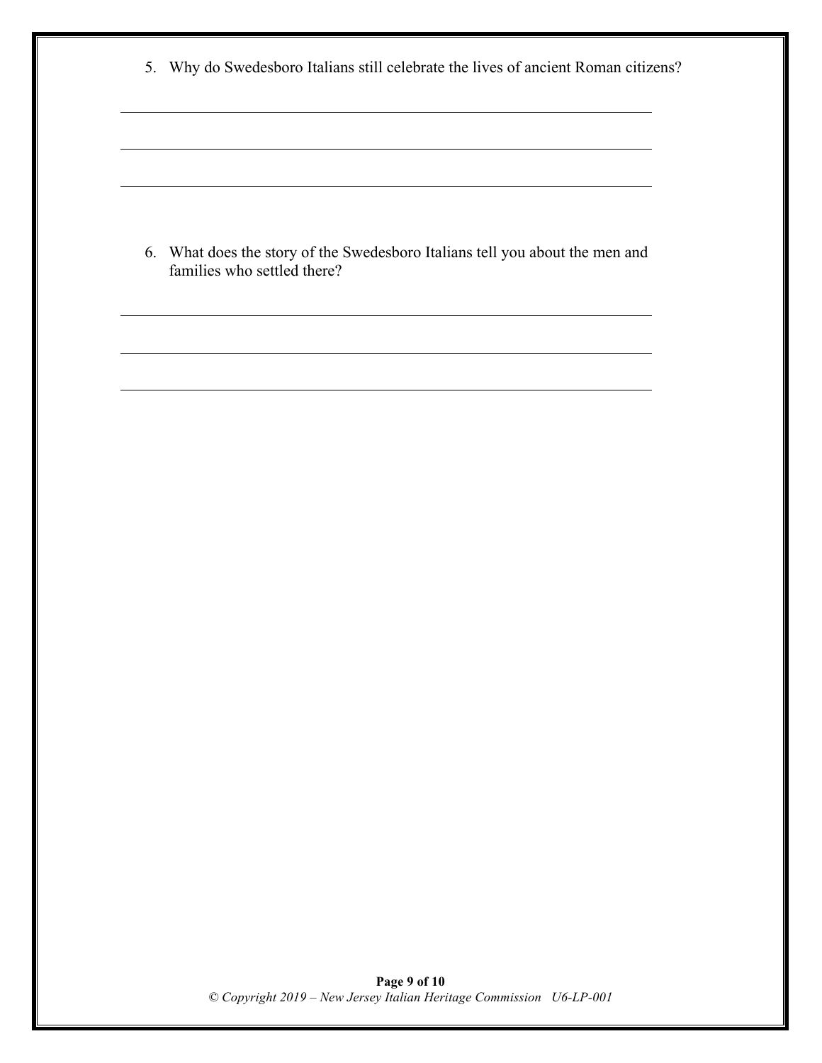5. Why do Swedesboro Italians still celebrate the lives of ancient Roman citizens?

\_\_\_\_\_\_\_\_\_\_\_\_\_\_\_\_\_\_\_\_\_\_\_\_\_\_\_\_\_\_\_\_\_\_\_\_\_\_\_\_\_\_\_\_\_\_\_\_\_\_\_\_\_\_\_\_\_\_\_\_

\_\_\_\_\_\_\_\_\_\_\_\_\_\_\_\_\_\_\_\_\_\_\_\_\_\_\_\_\_\_\_\_\_\_\_\_\_\_\_\_\_\_\_\_\_\_\_\_\_\_\_\_\_\_\_\_\_\_\_\_

\_\_\_\_\_\_\_\_\_\_\_\_\_\_\_\_\_\_\_\_\_\_\_\_\_\_\_\_\_\_\_\_\_\_\_\_\_\_\_\_\_\_\_\_\_\_\_\_\_\_\_\_\_\_\_\_\_\_\_\_

6. What does the story of the Swedesboro Italians tell you about the men and families who settled there?

\_\_\_\_\_\_\_\_\_\_\_\_\_\_\_\_\_\_\_\_\_\_\_\_\_\_\_\_\_\_\_\_\_\_\_\_\_\_\_\_\_\_\_\_\_\_\_\_\_\_\_\_\_\_\_\_\_\_\_\_

\_\_\_\_\_\_\_\_\_\_\_\_\_\_\_\_\_\_\_\_\_\_\_\_\_\_\_\_\_\_\_\_\_\_\_\_\_\_\_\_\_\_\_\_\_\_\_\_\_\_\_\_\_\_\_\_\_\_\_\_

\_\_\_\_\_\_\_\_\_\_\_\_\_\_\_\_\_\_\_\_\_\_\_\_\_\_\_\_\_\_\_\_\_\_\_\_\_\_\_\_\_\_\_\_\_\_\_\_\_\_\_\_\_\_\_\_\_\_\_\_

*© Copyright 2019 – New Jersey Italian Heritage Commission U6-LP-001*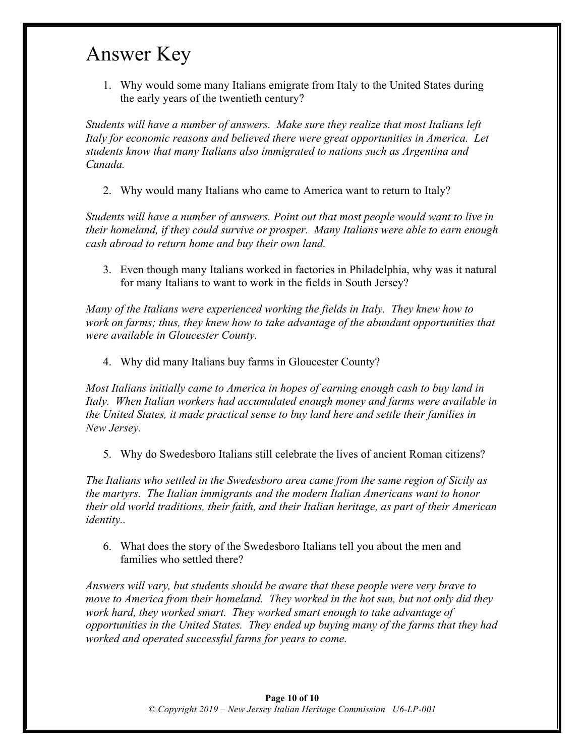# Answer Key

1. Why would some many Italians emigrate from Italy to the United States during the early years of the twentieth century?

*Students will have a number of answers. Make sure they realize that most Italians left Italy for economic reasons and believed there were great opportunities in America. Let students know that many Italians also immigrated to nations such as Argentina and Canada.*

2. Why would many Italians who came to America want to return to Italy?

*Students will have a number of answers. Point out that most people would want to live in their homeland, if they could survive or prosper. Many Italians were able to earn enough cash abroad to return home and buy their own land.*

3. Even though many Italians worked in factories in Philadelphia, why was it natural for many Italians to want to work in the fields in South Jersey?

*Many of the Italians were experienced working the fields in Italy. They knew how to work on farms; thus, they knew how to take advantage of the abundant opportunities that were available in Gloucester County.*

4. Why did many Italians buy farms in Gloucester County?

*Most Italians initially came to America in hopes of earning enough cash to buy land in Italy. When Italian workers had accumulated enough money and farms were available in the United States, it made practical sense to buy land here and settle their families in New Jersey.*

5. Why do Swedesboro Italians still celebrate the lives of ancient Roman citizens?

*The Italians who settled in the Swedesboro area came from the same region of Sicily as the martyrs. The Italian immigrants and the modern Italian Americans want to honor their old world traditions, their faith, and their Italian heritage, as part of their American identity..*

6. What does the story of the Swedesboro Italians tell you about the men and families who settled there?

*Answers will vary, but students should be aware that these people were very brave to move to America from their homeland. They worked in the hot sun, but not only did they work hard, they worked smart. They worked smart enough to take advantage of opportunities in the United States. They ended up buying many of the farms that they had worked and operated successful farms for years to come.*